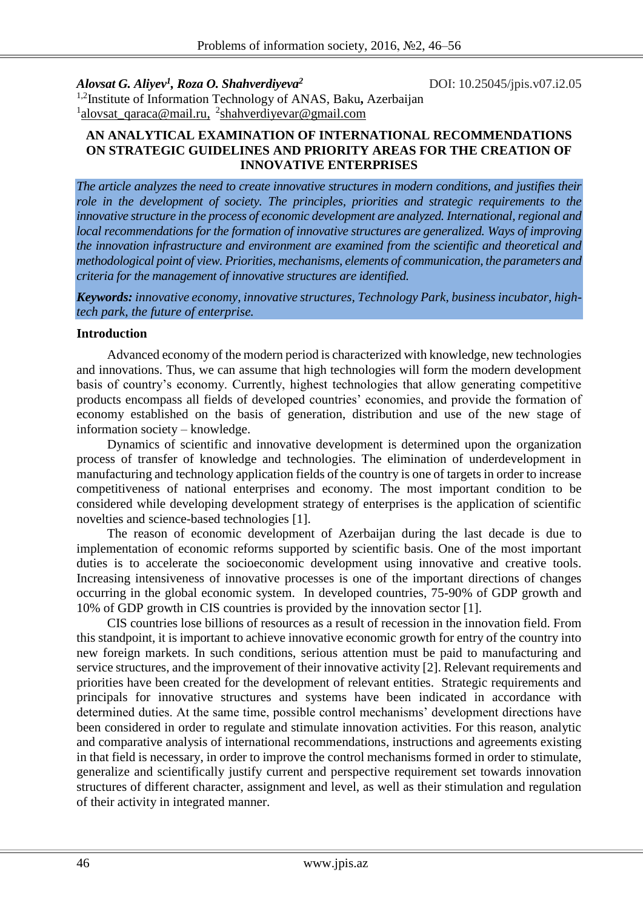***Alovsat G. Aliyev[1], Roza O. Shahverdiyeva[2]*** DOI: 10.25045/jpis.v07.i2.05

[1,2]Institute of Information Technology of ANAS, Baku, Azerbaijan

[1]alovsat_qaraca@mail.ru, [2]shahverdiyevar@gmail.com

# AN ANALYTICAL EXAMINATION OF INTERNATIONAL RECOMMENDATIONS ON STRATEGIC GUIDELINES AND PRIORITY AREAS FOR THE CREATION OF INNOVATIVE ENTERPRISES

*The article analyzes the need to create innovative structures in modern conditions, and justifies their role in the development of society. The principles, priorities and strategic requirements to the innovative structure in the process of economic development are analyzed. International, regional and local recommendations for the formation of innovative structures are generalized. Ways of improving the innovation infrastructure and environment are examined from the scientific and theoretical and methodological point of view. Priorities, mechanisms, elements of communication, the parameters and criteria for the management of innovative structures are identified.*

***Keywords:*** *innovative economy, innovative structures, Technology Park, business incubator, high-tech park, the future of enterprise.*

## Introduction

Advanced economy of the modern period is characterized with knowledge, new technologies and innovations. Thus, we can assume that high technologies will form the modern development basis of country's economy. Currently, highest technologies that allow generating competitive products encompass all fields of developed countries' economies, and provide the formation of economy established on the basis of generation, distribution and use of the new stage of information society – knowledge.

Dynamics of scientific and innovative development is determined upon the organization process of transfer of knowledge and technologies. The elimination of underdevelopment in manufacturing and technology application fields of the country is one of targets in order to increase competitiveness of national enterprises and economy. The most important condition to be considered while developing development strategy of enterprises is the application of scientific novelties and science-based technologies [1].

The reason of economic development of Azerbaijan during the last decade is due to implementation of economic reforms supported by scientific basis. One of the most important duties is to accelerate the socioeconomic development using innovative and creative tools. Increasing intensiveness of innovative processes is one of the important directions of changes occurring in the global economic system. In developed countries, 75-90% of GDP growth and 10% of GDP growth in CIS countries is provided by the innovation sector [1].

CIS countries lose billions of resources as a result of recession in the innovation field. From this standpoint, it is important to achieve innovative economic growth for entry of the country into new foreign markets. In such conditions, serious attention must be paid to manufacturing and service structures, and the improvement of their innovative activity [2]. Relevant requirements and priorities have been created for the development of relevant entities. Strategic requirements and principals for innovative structures and systems have been indicated in accordance with determined duties. At the same time, possible control mechanisms' development directions have been considered in order to regulate and stimulate innovation activities. For this reason, analytic and comparative analysis of international recommendations, instructions and agreements existing in that field is necessary, in order to improve the control mechanisms formed in order to stimulate, generalize and scientifically justify current and perspective requirement set towards innovation structures of different character, assignment and level, as well as their stimulation and regulation of their activity in integrated manner.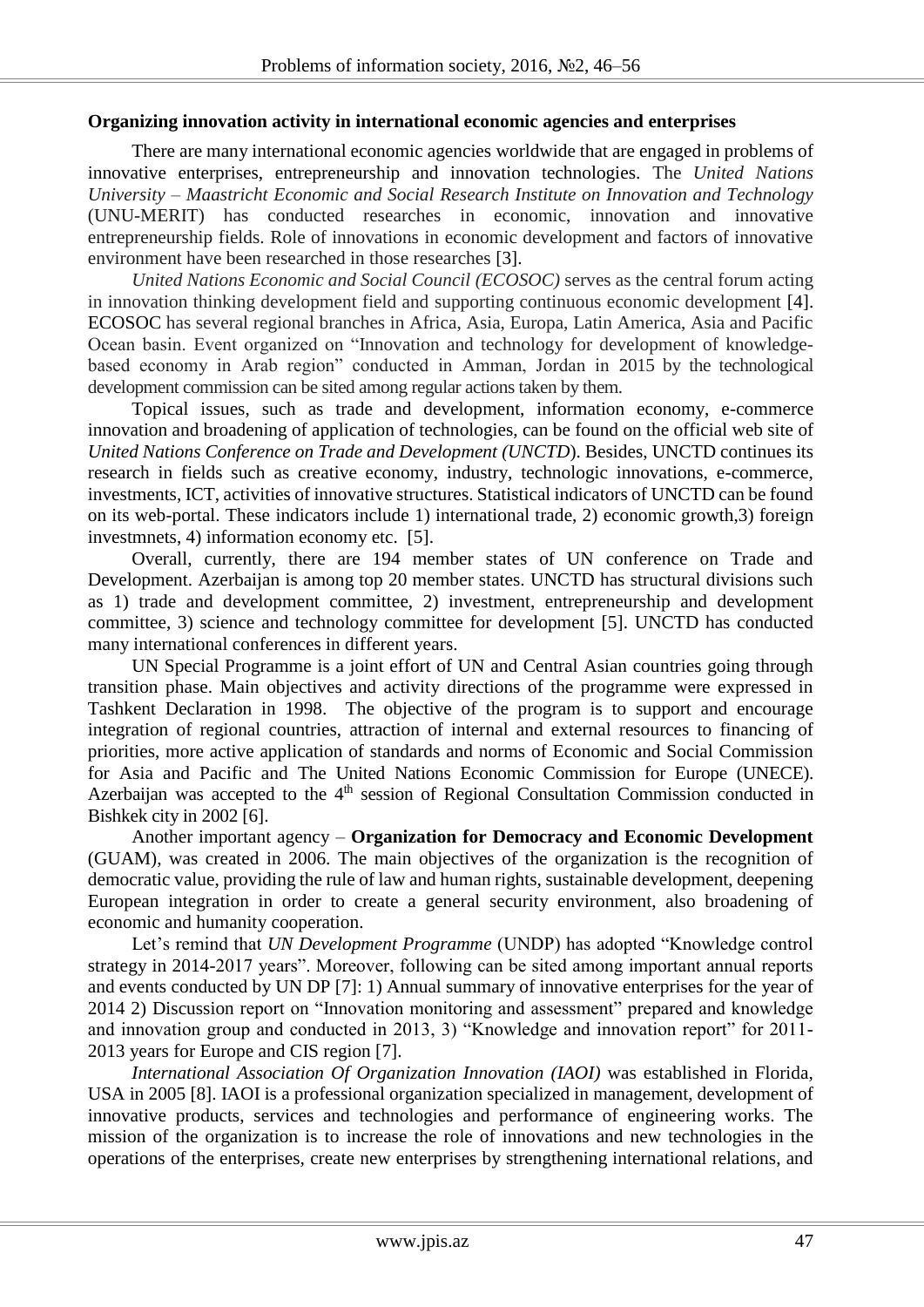**Organizing innovation activity in international economic agencies and enterprises**

There are many international economic agencies worldwide that are engaged in problems of innovative enterprises, entrepreneurship and innovation technologies. The *United Nations University – Maastricht Economic and Social Research Institute on Innovation and Technology* (UNU-MERIT) has conducted researches in economic, innovation and innovative entrepreneurship fields. Role of innovations in economic development and factors of innovative environment have been researched in those researches [3].

*United Nations Economic and Social Council (ECOSOC)* serves as the central forum acting in innovation thinking development field and supporting continuous economic development [4]. ECOSOC has several regional branches in Africa, Asia, Europa, Latin America, Asia and Pacific Ocean basin. Event organized on "Innovation and technology for development of knowledge-based economy in Arab region" conducted in Amman, Jordan in 2015 by the technological development commission can be sited among regular actions taken by them.

Topical issues, such as trade and development, information economy, e-commerce innovation and broadening of application of technologies, can be found on the official web site of *United Nations Conference on Trade and Development (UNCTD*). Besides, UNCTD continues its research in fields such as creative economy, industry, technologic innovations, e-commerce, investments, ICT, activities of innovative structures. Statistical indicators of UNCTD can be found on its web-portal. These indicators include 1) international trade, 2) economic growth,3) foreign investmnets, 4) information economy etc. [5].

Overall, currently, there are 194 member states of UN conference on Trade and Development. Azerbaijan is among top 20 member states. UNCTD has structural divisions such as 1) trade and development committee, 2) investment, entrepreneurship and development committee, 3) science and technology committee for development [5]. UNCTD has conducted many international conferences in different years.

UN Special Programme is a joint effort of UN and Central Asian countries going through transition phase. Main objectives and activity directions of the programme were expressed in Tashkent Declaration in 1998. The objective of the program is to support and encourage integration of regional countries, attraction of internal and external resources to financing of priorities, more active application of standards and norms of Economic and Social Commission for Asia and Pacific and The United Nations Economic Commission for Europe (UNECE). Azerbaijan was accepted to the 4th session of Regional Consultation Commission conducted in Bishkek city in 2002 [6].

Another important agency – **Organization for Democracy and Economic Development** (GUAM), was created in 2006. The main objectives of the organization is the recognition of democratic value, providing the rule of law and human rights, sustainable development, deepening European integration in order to create a general security environment, also broadening of economic and humanity cooperation.

Let's remind that *UN Development Programme* (UNDP) has adopted "Knowledge control strategy in 2014-2017 years". Moreover, following can be sited among important annual reports and events conducted by UN DP [7]: 1) Annual summary of innovative enterprises for the year of 2014 2) Discussion report on "Innovation monitoring and assessment" prepared and knowledge and innovation group and conducted in 2013, 3) "Knowledge and innovation report" for 2011-2013 years for Europe and CIS region [7].

*International Association Of Organization Innovation (IAOI)* was established in Florida, USA in 2005 [8]. IAOI is a professional organization specialized in management, development of innovative products, services and technologies and performance of engineering works. The mission of the organization is to increase the role of innovations and new technologies in the operations of the enterprises, create new enterprises by strengthening international relations, and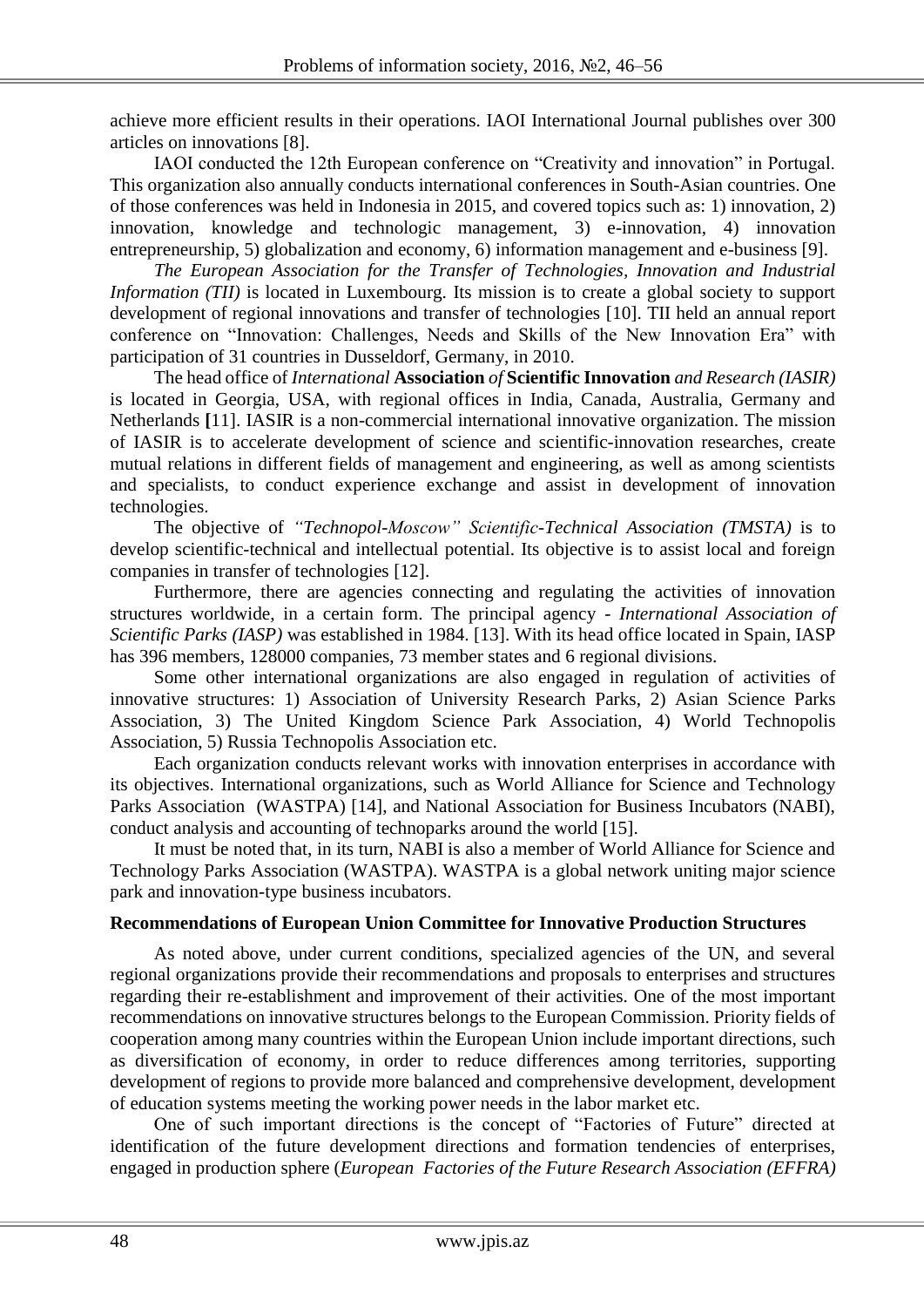achieve more efficient results in their operations. IAOI International Journal publishes over 300 articles on innovations [8].

IAOI conducted the 12th European conference on "Creativity and innovation" in Portugal. This organization also annually conducts international conferences in South-Asian countries. One of those conferences was held in Indonesia in 2015, and covered topics such as: 1) innovation, 2) innovation, knowledge and technologic management, 3) e-innovation, 4) innovation entrepreneurship, 5) globalization and economy, 6) information management and e-business [9].

*The European Association for the Transfer of Technologies, Innovation and Industrial Information (TII)* is located in Luxembourg. Its mission is to create a global society to support development of regional innovations and transfer of technologies [10]. TII held an annual report conference on "Innovation: Challenges, Needs and Skills of the New Innovation Era" with participation of 31 countries in Dusseldorf, Germany, in 2010.

The head office of *International* **Association** *of* **Scientific Innovation** *and Research (IASIR)* is located in Georgia, USA, with regional offices in India, Canada, Australia, Germany and Netherlands **[**11]. IASIR is a non-commercial international innovative organization. The mission of IASIR is to accelerate development of science and scientific-innovation researches, create mutual relations in different fields of management and engineering, as well as among scientists and specialists, to conduct experience exchange and assist in development of innovation technologies.

The objective of *"Technopol-Moscow" Scientific-Technical Association (TMSTA)* is to develop scientific-technical and intellectual potential. Its objective is to assist local and foreign companies in transfer of technologies [12].

Furthermore, there are agencies connecting and regulating the activities of innovation structures worldwide, in a certain form. The principal agency - *International Association of Scientific Parks (IASP)* was established in 1984. [13]. With its head office located in Spain, IASP has 396 members, 128000 companies, 73 member states and 6 regional divisions.

Some other international organizations are also engaged in regulation of activities of innovative structures: 1) Association of University Research Parks, 2) Asian Science Parks Association, 3) The United Kingdom Science Park Association, 4) World Technopolis Association, 5) Russia Technopolis Association etc.

Each organization conducts relevant works with innovation enterprises in accordance with its objectives. International organizations, such as World Alliance for Science and Technology Parks Association (WASTPA) [14], and National Association for Business Incubators (NABI), conduct analysis and accounting of technoparks around the world [15].

It must be noted that, in its turn, NABI is also a member of World Alliance for Science and Technology Parks Association (WASTPA). WASTPA is a global network uniting major science park and innovation-type business incubators.

**Recommendations of European Union Committee for Innovative Production Structures**

As noted above, under current conditions, specialized agencies of the UN, and several regional organizations provide their recommendations and proposals to enterprises and structures regarding their re-establishment and improvement of their activities. One of the most important recommendations on innovative structures belongs to the European Commission. Priority fields of cooperation among many countries within the European Union include important directions, such as diversification of economy, in order to reduce differences among territories, supporting development of regions to provide more balanced and comprehensive development, development of education systems meeting the working power needs in the labor market etc.

One of such important directions is the concept of "Factories of Future" directed at identification of the future development directions and formation tendencies of enterprises, engaged in production sphere (*European Factories of the Future Research Association (EFFRA)*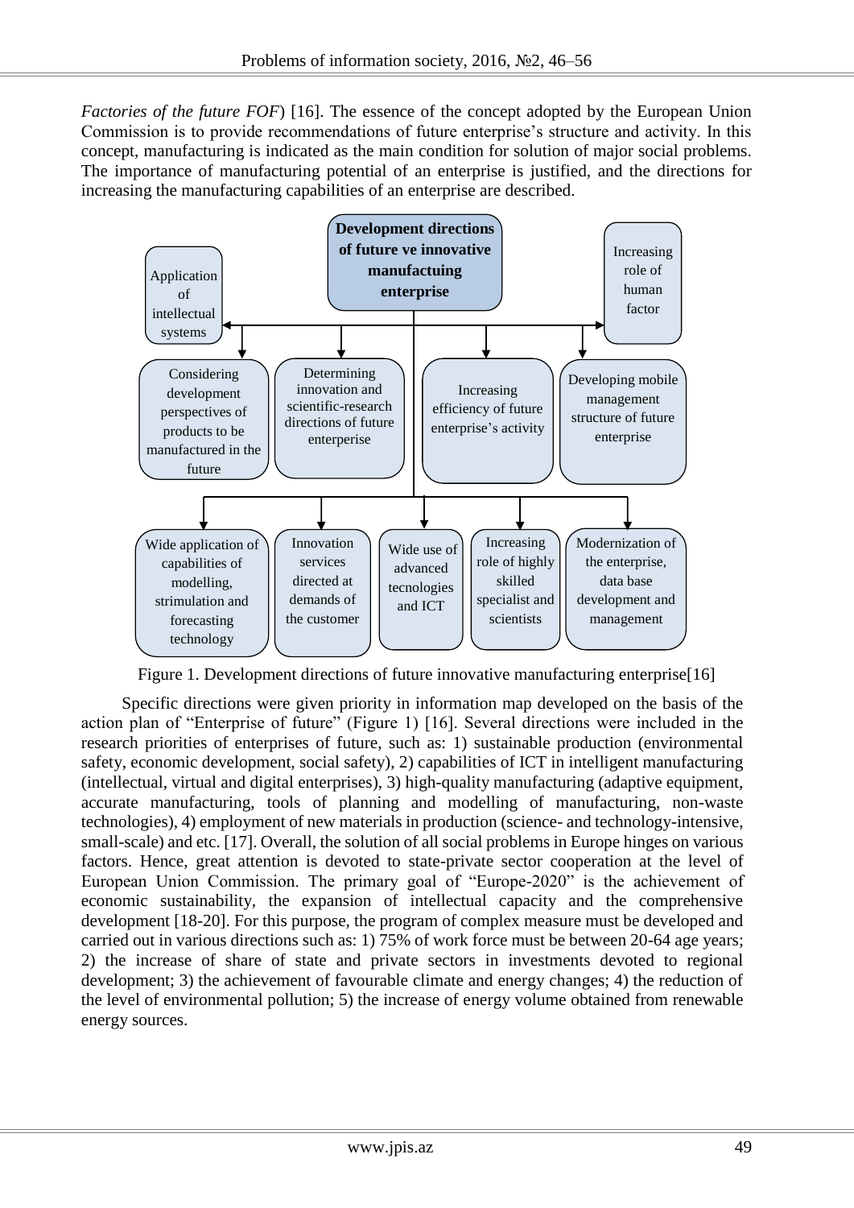*Factories of the future FOF*) [16]. The essence of the concept adopted by the European Union Commission is to provide recommendations of future enterprise's structure and activity. In this concept, manufacturing is indicated as the main condition for solution of major social problems. The importance of manufacturing potential of an enterprise is justified, and the directions for increasing the manufacturing capabilities of an enterprise are described.

**Development directions of future ve innovative manufactuing enterprise**

- Application of intellectual systems
- Increasing role of human factor
- Considering development perspectives of products to be manufactured in the future
- Determining innovation and scientific-research directions of future enterperise
- Increasing efficiency of future enterprise's activity
- Developing mobile management structure of future enterprise
- Wide application of capabilities of modelling, strimulation and forecasting technology
- Innovation services directed at demands of the customer
- Wide use of advanced tecnologies and ICT
- Increasing role of highly skilled specialist and scientists
- Modernization of the enterprise, data base development and management

Figure 1. Development directions of future innovative manufacturing enterprise[16]

Specific directions were given priority in information map developed on the basis of the action plan of "Enterprise of future" (Figure 1) [16]. Several directions were included in the research priorities of enterprises of future, such as: 1) sustainable production (environmental safety, economic development, social safety), 2) capabilities of ICT in intelligent manufacturing (intellectual, virtual and digital enterprises), 3) high-quality manufacturing (adaptive equipment, accurate manufacturing, tools of planning and modelling of manufacturing, non-waste technologies), 4) employment of new materials in production (science- and technology-intensive, small-scale) and etc. [17]. Overall, the solution of all social problems in Europe hinges on various factors. Hence, great attention is devoted to state-private sector cooperation at the level of European Union Commission. The primary goal of "Europe-2020" is the achievement of economic sustainability, the expansion of intellectual capacity and the comprehensive development [18-20]. For this purpose, the program of complex measure must be developed and carried out in various directions such as: 1) 75% of work force must be between 20-64 age years; 2) the increase of share of state and private sectors in investments devoted to regional development; 3) the achievement of favourable climate and energy changes; 4) the reduction of the level of environmental pollution; 5) the increase of energy volume obtained from renewable energy sources.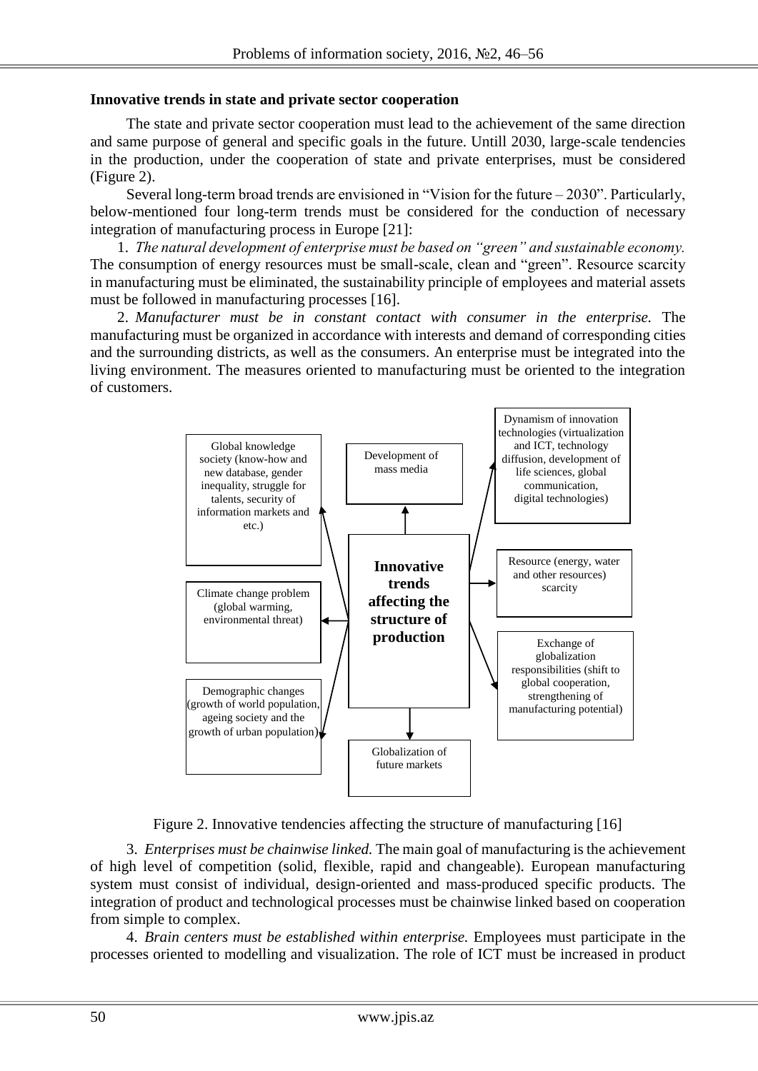**Innovative trends in state and private sector cooperation**

The state and private sector cooperation must lead to the achievement of the same direction and same purpose of general and specific goals in the future. Untill 2030, large-scale tendencies in the production, under the cooperation of state and private enterprises, must be considered (Figure 2).

Several long-term broad trends are envisioned in "Vision for the future – 2030". Particularly, below-mentioned four long-term trends must be considered for the conduction of necessary integration of manufacturing process in Europe [21]:

1. *The natural development of enterprise must be based on "green" and sustainable economy.* The consumption of energy resources must be small-scale, clean and "green". Resource scarcity in manufacturing must be eliminated, the sustainability principle of employees and material assets must be followed in manufacturing processes [16].

2. *Manufacturer must be in constant contact with consumer in the enterprise.* The manufacturing must be organized in accordance with interests and demand of corresponding cities and the surrounding districts, as well as the consumers. An enterprise must be integrated into the living environment. The measures oriented to manufacturing must be oriented to the integration of customers.

**Innovative trends affecting the structure of production**

- Global knowledge society (know-how and new database, gender inequality, struggle for talents, security of information markets and etc.)
- Development of mass media
- Dynamism of innovation technologies (virtualization and ICT, technology diffusion, development of life sciences, global communication, digital technologies)
- Climate change problem (global warming, environmental threat)
- Resource (energy, water and other resources) scarcity
- Demographic changes (growth of world population, ageing society and the growth of urban population)
- Exchange of globalization responsibilities (shift to global cooperation, strengthening of manufacturing potential)
- Globalization of future markets

Figure 2. Innovative tendencies affecting the structure of manufacturing [16]

3. *Enterprises must be chainwise linked.* The main goal of manufacturing is the achievement of high level of competition (solid, flexible, rapid and changeable). European manufacturing system must consist of individual, design-oriented and mass-produced specific products. The integration of product and technological processes must be chainwise linked based on cooperation from simple to complex.

4. *Brain centers must be established within enterprise.* Employees must participate in the processes oriented to modelling and visualization. The role of ICT must be increased in product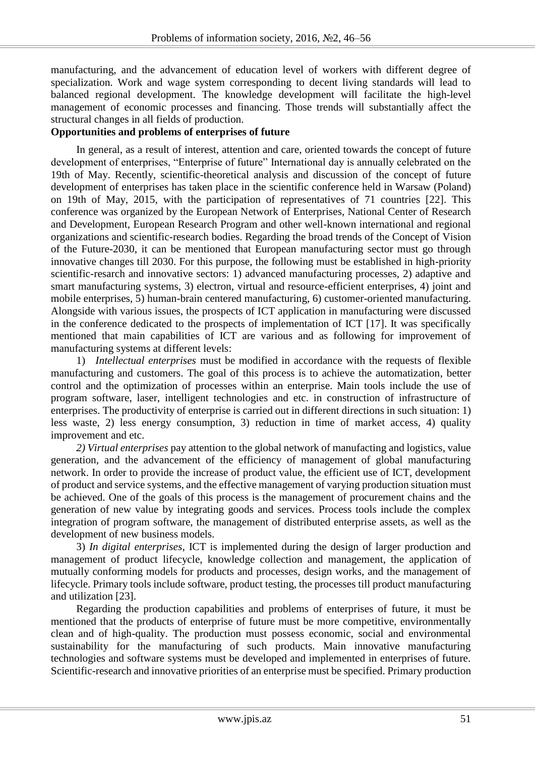manufacturing, and the advancement of education level of workers with different degree of specialization. Work and wage system corresponding to decent living standards will lead to balanced regional development. The knowledge development will facilitate the high-level management of economic processes and financing. Those trends will substantially affect the structural changes in all fields of production.

**Opportunities and problems of enterprises of future**

In general, as a result of interest, attention and care, oriented towards the concept of future development of enterprises, "Enterprise of future" International day is annually celebrated on the 19th of May. Recently, scientific-theoretical analysis and discussion of the concept of future development of enterprises has taken place in the scientific conference held in Warsaw (Poland) on 19th of May, 2015, with the participation of representatives of 71 countries [22]. This conference was organized by the European Network of Enterprises, National Center of Research and Development, European Research Program and other well-known international and regional organizations and scientific-research bodies. Regarding the broad trends of the Concept of Vision of the Future-2030, it can be mentioned that European manufacturing sector must go through innovative changes till 2030. For this purpose, the following must be established in high-priority scientific-resarch and innovative sectors: 1) advanced manufacturing processes, 2) adaptive and smart manufacturing systems, 3) electron, virtual and resource-efficient enterprises, 4) joint and mobile enterprises, 5) human-brain centered manufacturing, 6) customer-oriented manufacturing. Alongside with various issues, the prospects of ICT application in manufacturing were discussed in the conference dedicated to the prospects of implementation of ICT [17]. It was specifically mentioned that main capabilities of ICT are various and as following for improvement of manufacturing systems at different levels:

1) *Intellectual enterprises* must be modified in accordance with the requests of flexible manufacturing and customers. The goal of this process is to achieve the automatization, better control and the optimization of processes within an enterprise. Main tools include the use of program software, laser, intelligent technologies and etc. in construction of infrastructure of enterprises. The productivity of enterprise is carried out in different directions in such situation: 1) less waste, 2) less energy consumption, 3) reduction in time of market access, 4) quality improvement and etc.

*2) Virtual enterprises* pay attention to the global network of manufacting and logistics, value generation, and the advancement of the efficiency of management of global manufacturing network. In order to provide the increase of product value, the efficient use of ICT, development of product and service systems, and the effective management of varying production situation must be achieved. One of the goals of this process is the management of procurement chains and the generation of new value by integrating goods and services. Process tools include the complex integration of program software, the management of distributed enterprise assets, as well as the development of new business models.

3) *In digital enterprises*, ICT is implemented during the design of larger production and management of product lifecycle, knowledge collection and management, the application of mutually conforming models for products and processes, design works, and the management of lifecycle. Primary tools include software, product testing, the processes till product manufacturing and utilization [23].

Regarding the production capabilities and problems of enterprises of future, it must be mentioned that the products of enterprise of future must be more competitive, environmentally clean and of high-quality. The production must possess economic, social and environmental sustainability for the manufacturing of such products. Main innovative manufacturing technologies and software systems must be developed and implemented in enterprises of future. Scientific-research and innovative priorities of an enterprise must be specified. Primary production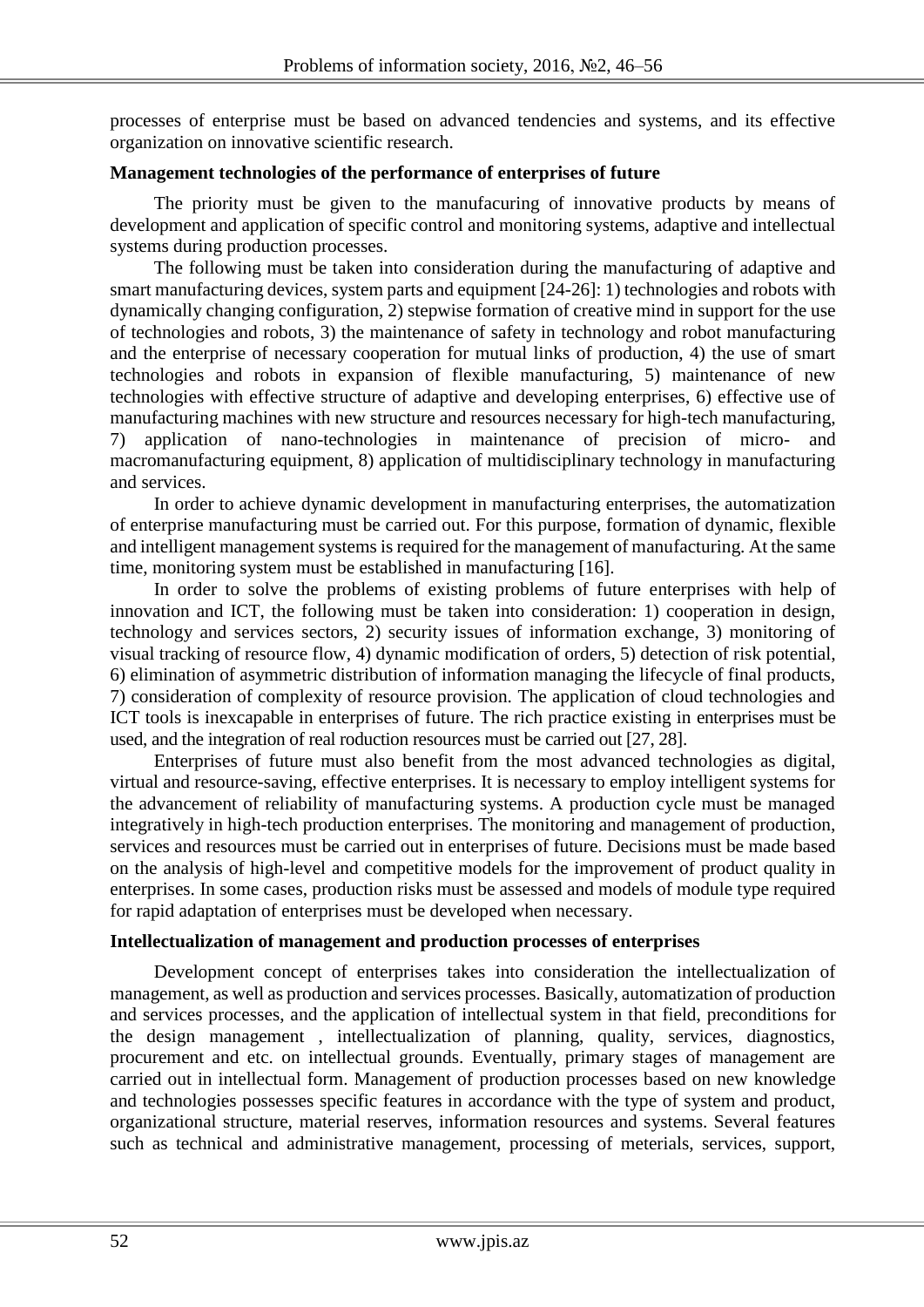processes of enterprise must be based on advanced tendencies and systems, and its effective organization on innovative scientific research.

**Management technologies of the performance of enterprises of future**

The priority must be given to the manufacuring of innovative products by means of development and application of specific control and monitoring systems, adaptive and intellectual systems during production processes.

The following must be taken into consideration during the manufacturing of adaptive and smart manufacturing devices, system parts and equipment [24-26]: 1) technologies and robots with dynamically changing configuration, 2) stepwise formation of creative mind in support for the use of technologies and robots, 3) the maintenance of safety in technology and robot manufacturing and the enterprise of necessary cooperation for mutual links of production, 4) the use of smart technologies and robots in expansion of flexible manufacturing, 5) maintenance of new technologies with effective structure of adaptive and developing enterprises, 6) effective use of manufacturing machines with new structure and resources necessary for high-tech manufacturing, 7) application of nano-technologies in maintenance of precision of micro- and macromanufacturing equipment, 8) application of multidisciplinary technology in manufacturing and services.

In order to achieve dynamic development in manufacturing enterprises, the automatization of enterprise manufacturing must be carried out. For this purpose, formation of dynamic, flexible and intelligent management systems is required for the management of manufacturing. At the same time, monitoring system must be established in manufacturing [16].

In order to solve the problems of existing problems of future enterprises with help of innovation and ICT, the following must be taken into consideration: 1) cooperation in design, technology and services sectors, 2) security issues of information exchange, 3) monitoring of visual tracking of resource flow, 4) dynamic modification of orders, 5) detection of risk potential, 6) elimination of asymmetric distribution of information managing the lifecycle of final products, 7) consideration of complexity of resource provision. The application of cloud technologies and ICT tools is inexcapable in enterprises of future. The rich practice existing in enterprises must be used, and the integration of real roduction resources must be carried out [27, 28].

Enterprises of future must also benefit from the most advanced technologies as digital, virtual and resource-saving, effective enterprises. It is necessary to employ intelligent systems for the advancement of reliability of manufacturing systems. A production cycle must be managed integratively in high-tech production enterprises. The monitoring and management of production, services and resources must be carried out in enterprises of future. Decisions must be made based on the analysis of high-level and competitive models for the improvement of product quality in enterprises. In some cases, production risks must be assessed and models of module type required for rapid adaptation of enterprises must be developed when necessary.

**Intellectualization of management and production processes of enterprises**

Development concept of enterprises takes into consideration the intellectualization of management, as well as production and services processes. Basically, automatization of production and services processes, and the application of intellectual system in that field, preconditions for the design management , intellectualization of planning, quality, services, diagnostics, procurement and etc. on intellectual grounds. Eventually, primary stages of management are carried out in intellectual form. Management of production processes based on new knowledge and technologies possesses specific features in accordance with the type of system and product, organizational structure, material reserves, information resources and systems. Several features such as technical and administrative management, processing of meterials, services, support,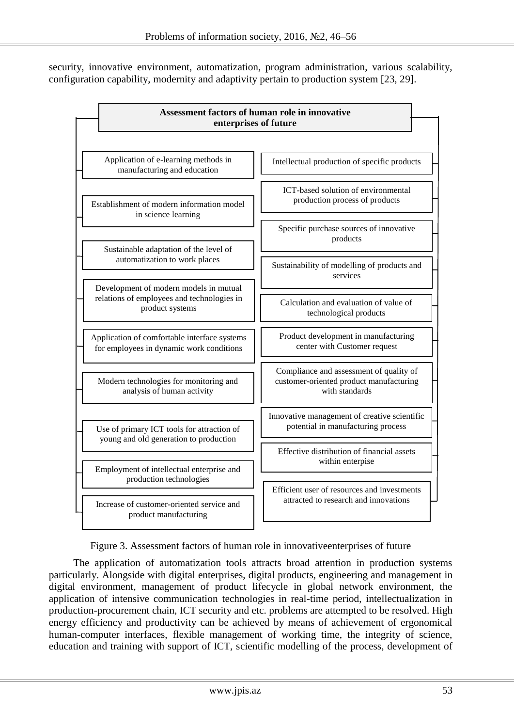security, innovative environment, automatization, program administration, various scalability, configuration capability, modernity and adaptivity pertain to production system [23, 29].

**Assessment factors of human role in innovative enterprises of future**

- Application of e-learning methods in manufacturing and education
- Establishment of modern information model in science learning
- Sustainable adaptation of the level of automatization to work places
- Development of modern models in mutual relations of employees and technologies in product systems
- Application of comfortable interface systems for employees in dynamic work conditions
- Modern technologies for monitoring and analysis of human activity
- Use of primary ICT tools for attraction of young and old generation to production
- Employment of intellectual enterprise and production technologies
- Increase of customer-oriented service and product manufacturing
- Intellectual production of specific products
- ICT-based solution of environmental production process of products
- Specific purchase sources of innovative products
- Sustainability of modelling of products and services
- Calculation and evaluation of value of technological products
- Product development in manufacturing center with Customer request
- Compliance and assessment of quality of customer-oriented product manufacturing with standards
- Innovative management of creative scientific potential in manufacturing process
- Effective distribution of financial assets within enterpise
- Efficient user of resources and investments attracted to research and innovations

Figure 3. Assessment factors of human role in innovativeenterprises of future

The application of automatization tools attracts broad attention in production systems particularly. Alongside with digital enterprises, digital products, engineering and management in digital environment, management of product lifecycle in global network environment, the application of intensive communication technologies in real-time period, intellectualization in production-procurement chain, ICT security and etc. problems are attempted to be resolved. High energy efficiency and productivity can be achieved by means of achievement of ergonomical human-computer interfaces, flexible management of working time, the integrity of science, education and training with support of ICT, scientific modelling of the process, development of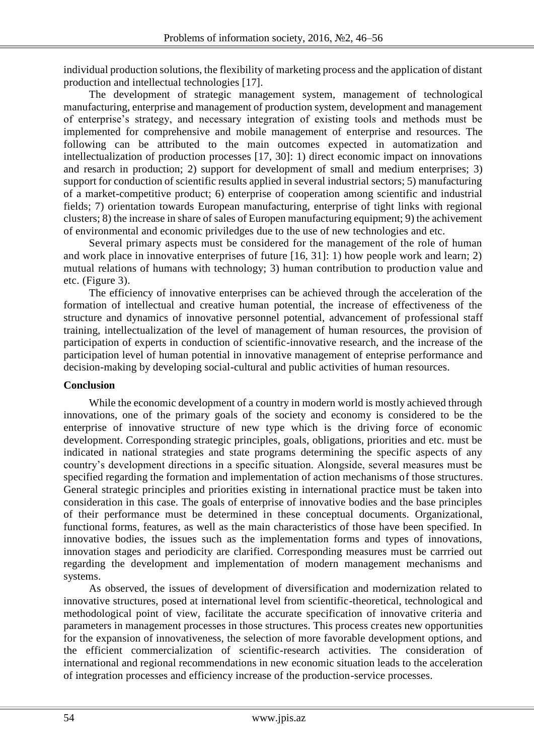individual production solutions, the flexibility of marketing process and the application of distant production and intellectual technologies [17].

The development of strategic management system, management of technological manufacturing, enterprise and management of production system, development and management of enterprise's strategy, and necessary integration of existing tools and methods must be implemented for comprehensive and mobile management of enterprise and resources. The following can be attributed to the main outcomes expected in automatization and intellectualization of production processes [17, 30]: 1) direct economic impact on innovations and resarch in production; 2) support for development of small and medium enterprises; 3) support for conduction of scientific results applied in several industrial sectors; 5) manufacturing of a market-competitive product; 6) enterprise of cooperation among scientific and industrial fields; 7) orientation towards European manufacturing, enterprise of tight links with regional clusters; 8) the increase in share of sales of Europen manufacturing equipment; 9) the achivement of environmental and economic priviledges due to the use of new technologies and etc.

Several primary aspects must be considered for the management of the role of human and work place in innovative enterprises of future [16, 31]: 1) how people work and learn; 2) mutual relations of humans with technology; 3) human contribution to production value and etc. (Figure 3).

The efficiency of innovative enterprises can be achieved through the acceleration of the formation of intellectual and creative human potential, the increase of effectiveness of the structure and dynamics of innovative personnel potential, advancement of professional staff training, intellectualization of the level of management of human resources, the provision of participation of experts in conduction of scientific-innovative research, and the increase of the participation level of human potential in innovative management of enteprise performance and decision-making by developing social-cultural and public activities of human resources.

## Conclusion

While the economic development of a country in modern world is mostly achieved through innovations, one of the primary goals of the society and economy is considered to be the enterprise of innovative structure of new type which is the driving force of economic development. Corresponding strategic principles, goals, obligations, priorities and etc. must be indicated in national strategies and state programs determining the specific aspects of any country's development directions in a specific situation. Alongside, several measures must be specified regarding the formation and implementation of action mechanisms of those structures. General strategic principles and priorities existing in international practice must be taken into consideration in this case. The goals of enterprise of innovative bodies and the base principles of their performance must be determined in these conceptual documents. Organizational, functional forms, features, as well as the main characteristics of those have been specified. In innovative bodies, the issues such as the implementation forms and types of innovations, innovation stages and periodicity are clarified. Corresponding measures must be carrried out regarding the development and implementation of modern management mechanisms and systems.

As observed, the issues of development of diversification and modernization related to innovative structures, posed at international level from scientific-theoretical, technological and methodological point of view, facilitate the accurate specification of innovative criteria and parameters in management processes in those structures. This process creates new opportunities for the expansion of innovativeness, the selection of more favorable development options, and the efficient commercialization of scientific-research activities. The consideration of international and regional recommendations in new economic situation leads to the acceleration of integration processes and efficiency increase of the production-service processes.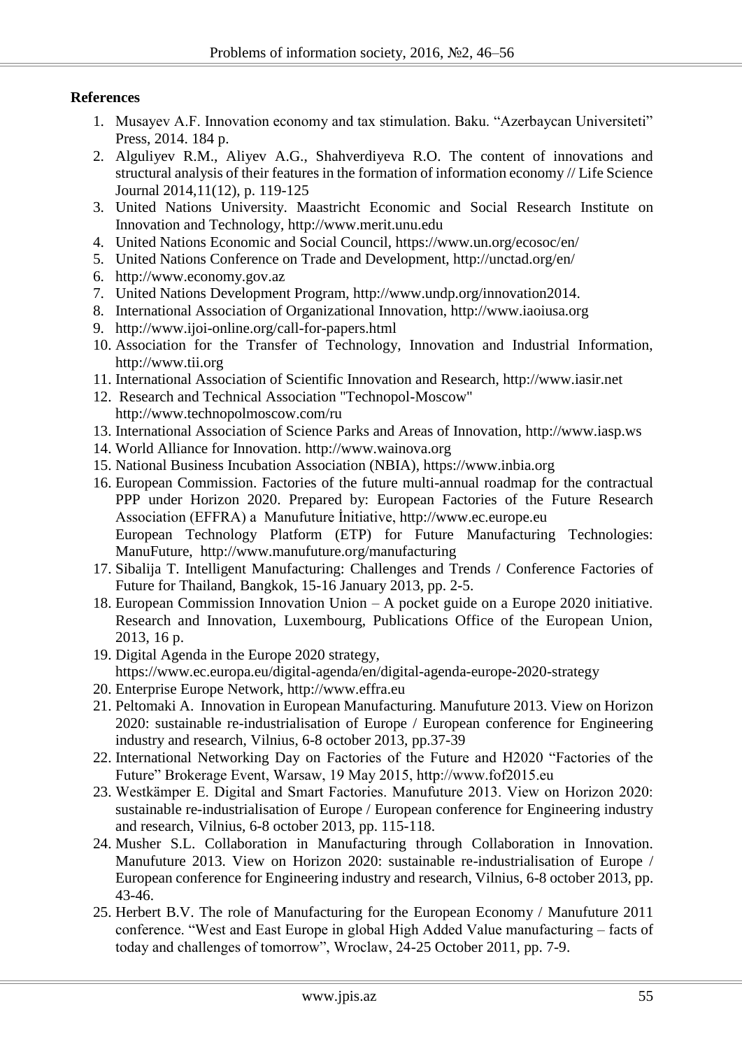**References**

1. Musayev A.F. Innovation economy and tax stimulation. Baku. “Azerbaycan Universiteti” Press, 2014. 184 p.
2. Alguliyev R.M., Aliyev A.G., Shahverdiyeva R.O. The content of innovations and structural analysis of their features in the formation of information economy // Life Science Journal 2014,11(12), p. 119-125
3. United Nations University. Maastricht Economic and Social Research Institute on Innovation and Technology, http://www.merit.unu.edu
4. United Nations Economic and Social Council, https://www.un.org/ecosoc/en/
5. United Nations Conference on Trade and Development, http://unctad.org/en/
6. http://www.economy.gov.az
7. United Nations Development Program, http://www.undp.org/innovation2014.
8. International Association of Organizational Innovation, http://www.iaoiusa.org
9. http://www.ijoi-online.org/call-for-papers.html
10. Association for the Transfer of Technology, Innovation and Industrial Information, http://www.tii.org
11. International Association of Scientific Innovation and Research, http://www.iasir.net
12. Research and Technical Association "Technopol-Moscow" http://www.technopolmoscow.com/ru
13. International Association of Science Parks and Areas of Innovation, http://www.iasp.ws
14. World Alliance for Innovation. http://www.wainova.org
15. National Business Incubation Association (NBIA), https://www.inbia.org
16. European Commission. Factories of the future multi-annual roadmap for the contractual PPP under Horizon 2020. Prepared by: European Factories of the Future Research Association (EFFRA) a Manufuture İnitiative, http://www.ec.europe.eu
    European Technology Platform (ETP) for Future Manufacturing Technologies: ManuFuture, http://www.manufuture.org/manufacturing
17. Sibalija T. Intelligent Manufacturing: Challenges and Trends / Conference Factories of Future for Thailand, Bangkok, 15-16 January 2013, pp. 2-5.
18. European Commission Innovation Union – A pocket guide on a Europe 2020 initiative. Research and Innovation, Luxembourg, Publications Office of the European Union, 2013, 16 p.
19. Digital Agenda in the Europe 2020 strategy, https://www.ec.europa.eu/digital-agenda/en/digital-agenda-europe-2020-strategy
20. Enterprise Europe Network, http://www.effra.eu
21. Peltomaki A. Innovation in European Manufacturing. Manufuture 2013. View on Horizon 2020: sustainable re-industrialisation of Europe / European conference for Engineering industry and research, Vilnius, 6-8 october 2013, pp.37-39
22. International Networking Day on Factories of the Future and H2020 “Factories of the Future” Brokerage Event, Warsaw, 19 May 2015, http://www.fof2015.eu
23. Westkämper E. Digital and Smart Factories. Manufuture 2013. View on Horizon 2020: sustainable re-industrialisation of Europe / European conference for Engineering industry and research, Vilnius, 6-8 october 2013, pp. 115-118.
24. Musher S.L. Collaboration in Manufacturing through Collaboration in Innovation. Manufuture 2013. View on Horizon 2020: sustainable re-industrialisation of Europe / European conference for Engineering industry and research, Vilnius, 6-8 october 2013, pp. 43-46.
25. Herbert B.V. The role of Manufacturing for the European Economy / Manufuture 2011 conference. “West and East Europe in global High Added Value manufacturing – facts of today and challenges of tomorrow”, Wroclaw, 24-25 October 2011, pp. 7-9.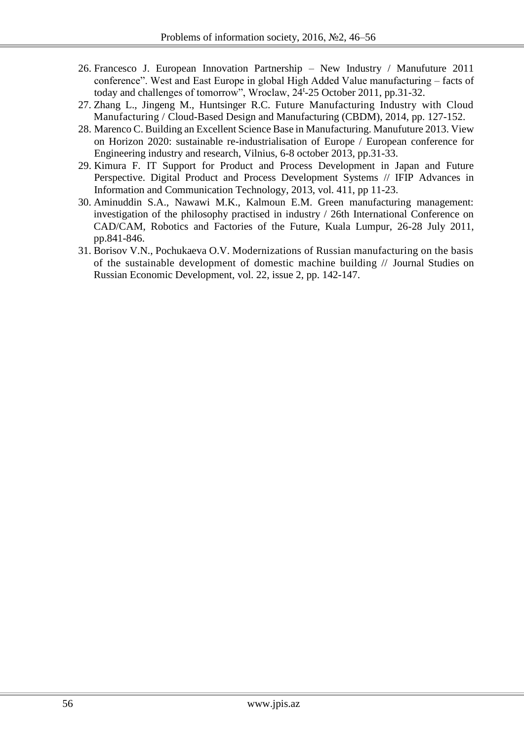26. Francesco J. European Innovation Partnership – New Industry / Manufuture 2011 conference". West and East Europe in global High Added Value manufacturing – facts of today and challenges of tomorrow", Wroclaw, 24t-25 October 2011, pp.31-32.
27. Zhang L., Jingeng M., Huntsinger R.C. Future Manufacturing Industry with Cloud Manufacturing / Cloud-Based Design and Manufacturing (CBDM), 2014, pp. 127-152.
28. Marenco C. Building an Excellent Science Base in Manufacturing. Manufuture 2013. View on Horizon 2020: sustainable re-industrialisation of Europe / European conference for Engineering industry and research, Vilnius, 6-8 october 2013, pp.31-33.
29. Kimura F. IT Support for Product and Process Development in Japan and Future Perspective. Digital Product and Process Development Systems // IFIP Advances in Information and Communication Technology, 2013, vol. 411, pp 11-23.
30. Aminuddin S.A., Nawawi M.K., Kalmoun E.M. Green manufacturing management: investigation of the philosophy practised in industry / 26th International Conference on CAD/CAM, Robotics and Factories of the Future, Kuala Lumpur, 26-28 July 2011, pp.841-846.
31. Borisov V.N., Pochukaeva O.V. Modernizations of Russian manufacturing on the basis of the sustainable development of domestic machine building // Journal Studies on Russian Economic Development, vol. 22, issue 2, pp. 142-147.